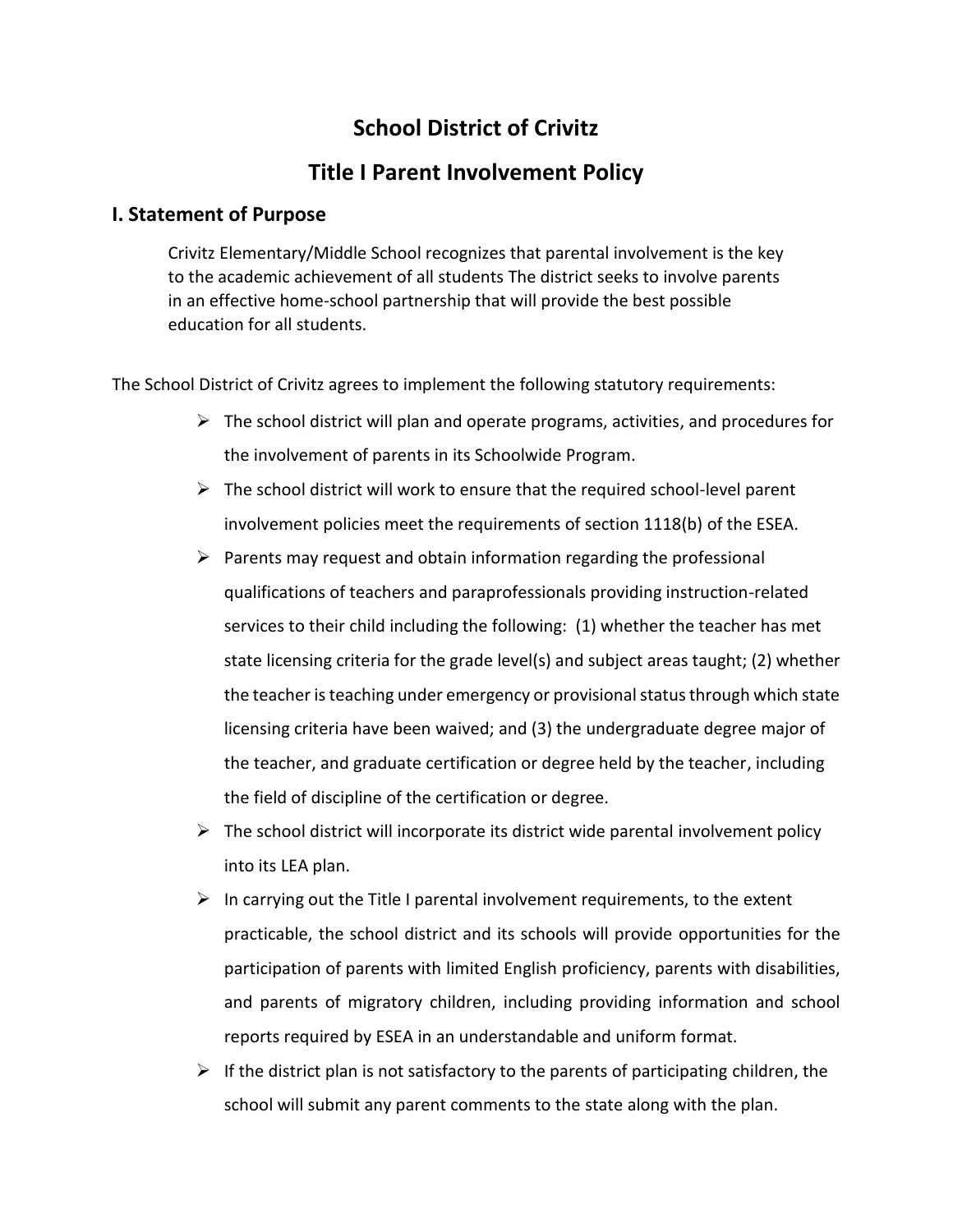# School District of Crivitz

# Title I Parent Involvement Policy

## I. Statement of Purpose

Crivitz Elementary/Middle School recognizes that parental involvement is the key to the academic achievement of all students The district seeks to involve parents in an effective home-school partnership that will provide the best possible education for all students.

The School District of Crivitz agrees to implement the following statutory requirements:

- The school district will plan and operate programs, activities, and procedures for the involvement of parents in its Schoolwide Program.
- The school district will work to ensure that the required school-level parent involvement policies meet the requirements of section 1118(b) of the ESEA.
- Parents may request and obtain information regarding the professional qualifications of teachers and paraprofessionals providing instruction-related services to their child including the following: (1) whether the teacher has met state licensing criteria for the grade level(s) and subject areas taught; (2) whether the teacher is teaching under emergency or provisional status through which state licensing criteria have been waived; and (3) the undergraduate degree major of the teacher, and graduate certification or degree held by the teacher, including the field of discipline of the certification or degree.
- The school district will incorporate its district wide parental involvement policy into its LEA plan.
- In carrying out the Title I parental involvement requirements, to the extent practicable, the school district and its schools will provide opportunities for the participation of parents with limited English proficiency, parents with disabilities, and parents of migratory children, including providing information and school reports required by ESEA in an understandable and uniform format.
- If the district plan is not satisfactory to the parents of participating children, the school will submit any parent comments to the state along with the plan.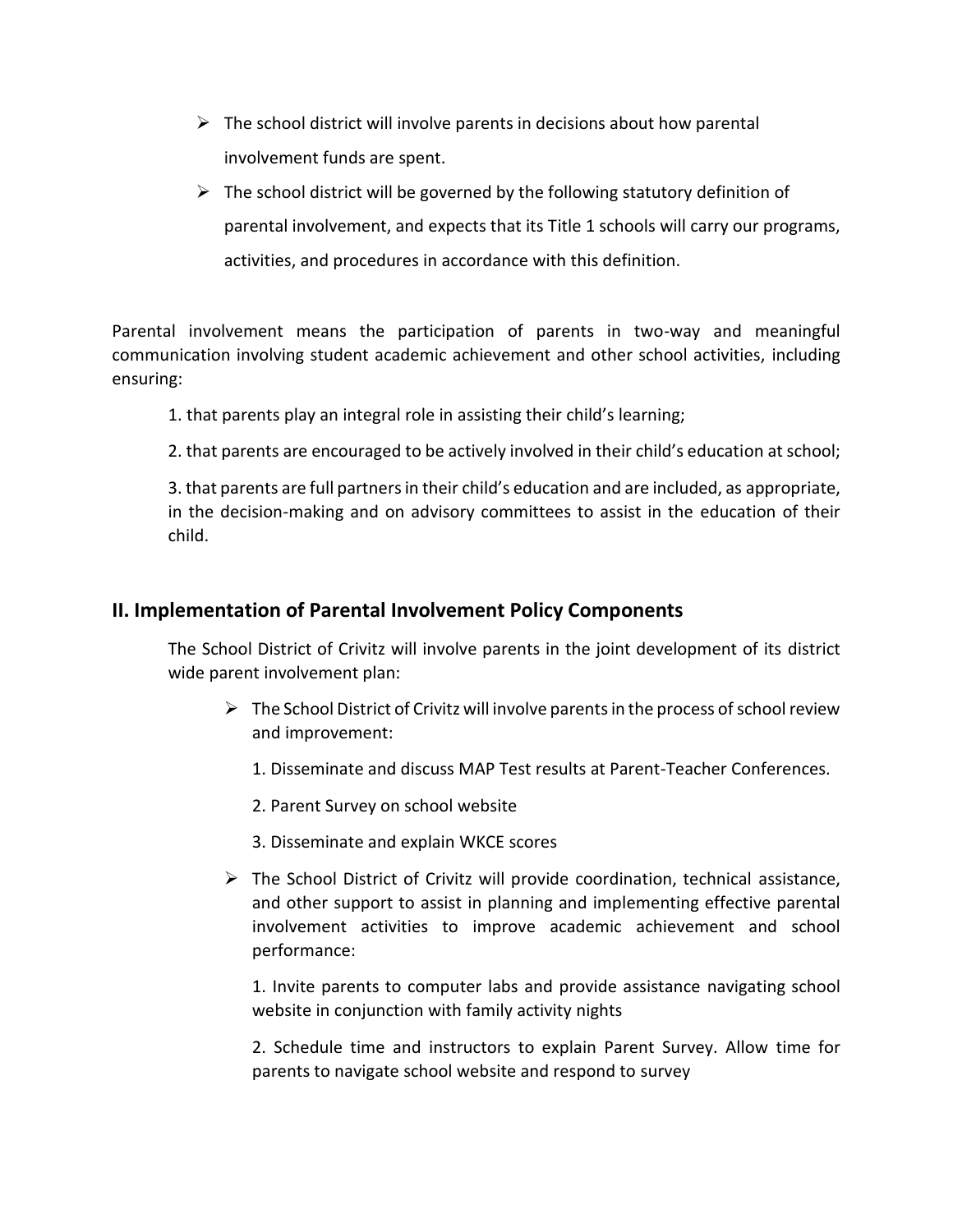- The school district will involve parents in decisions about how parental involvement funds are spent.
- The school district will be governed by the following statutory definition of parental involvement, and expects that its Title 1 schools will carry our programs, activities, and procedures in accordance with this definition.

Parental involvement means the participation of parents in two-way and meaningful communication involving student academic achievement and other school activities, including ensuring:

1. that parents play an integral role in assisting their child's learning;

2. that parents are encouraged to be actively involved in their child's education at school;

3. that parents are full partners in their child's education and are included, as appropriate, in the decision-making and on advisory committees to assist in the education of their child.

## II. Implementation of Parental Involvement Policy Components

The School District of Crivitz will involve parents in the joint development of its district wide parent involvement plan:

- The School District of Crivitz will involve parents in the process of school review and improvement:

  1. Disseminate and discuss MAP Test results at Parent-Teacher Conferences.

  2. Parent Survey on school website

  3. Disseminate and explain WKCE scores

- The School District of Crivitz will provide coordination, technical assistance, and other support to assist in planning and implementing effective parental involvement activities to improve academic achievement and school performance:

  1. Invite parents to computer labs and provide assistance navigating school website in conjunction with family activity nights

  2. Schedule time and instructors to explain Parent Survey. Allow time for parents to navigate school website and respond to survey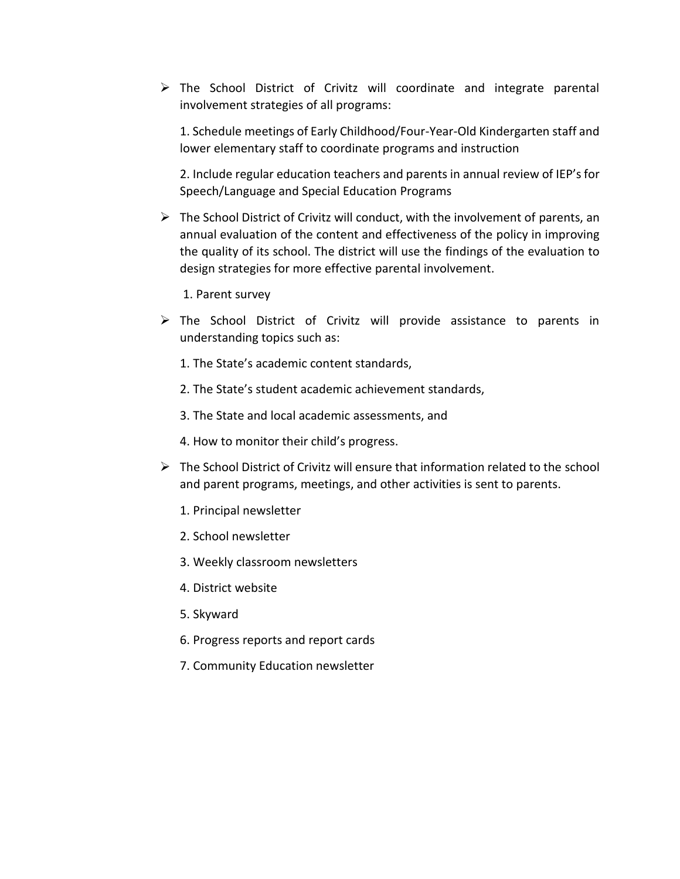- The School District of Crivitz will coordinate and integrate parental involvement strategies of all programs:

  1. Schedule meetings of Early Childhood/Four-Year-Old Kindergarten staff and lower elementary staff to coordinate programs and instruction

  2. Include regular education teachers and parents in annual review of IEP's for Speech/Language and Special Education Programs

- The School District of Crivitz will conduct, with the involvement of parents, an annual evaluation of the content and effectiveness of the policy in improving the quality of its school. The district will use the findings of the evaluation to design strategies for more effective parental involvement.

  1. Parent survey

- The School District of Crivitz will provide assistance to parents in understanding topics such as:

  1. The State's academic content standards,

  2. The State's student academic achievement standards,

  3. The State and local academic assessments, and

  4. How to monitor their child's progress.

- The School District of Crivitz will ensure that information related to the school and parent programs, meetings, and other activities is sent to parents.

  1. Principal newsletter

  2. School newsletter

  3. Weekly classroom newsletters

  4. District website

  5. Skyward

  6. Progress reports and report cards

  7. Community Education newsletter